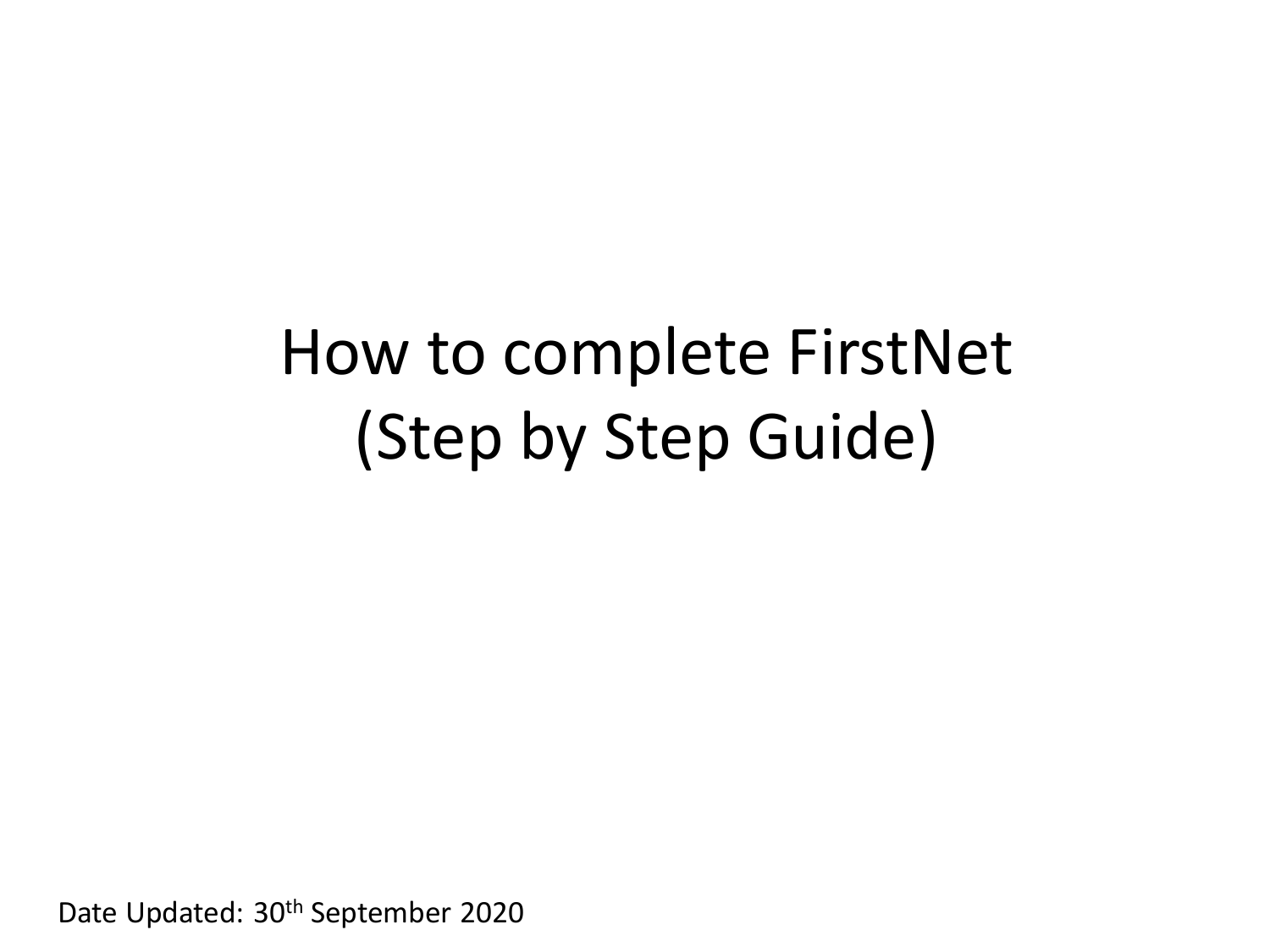# How to complete FirstNet (Step by Step Guide)

Date Updated: 30th September 2020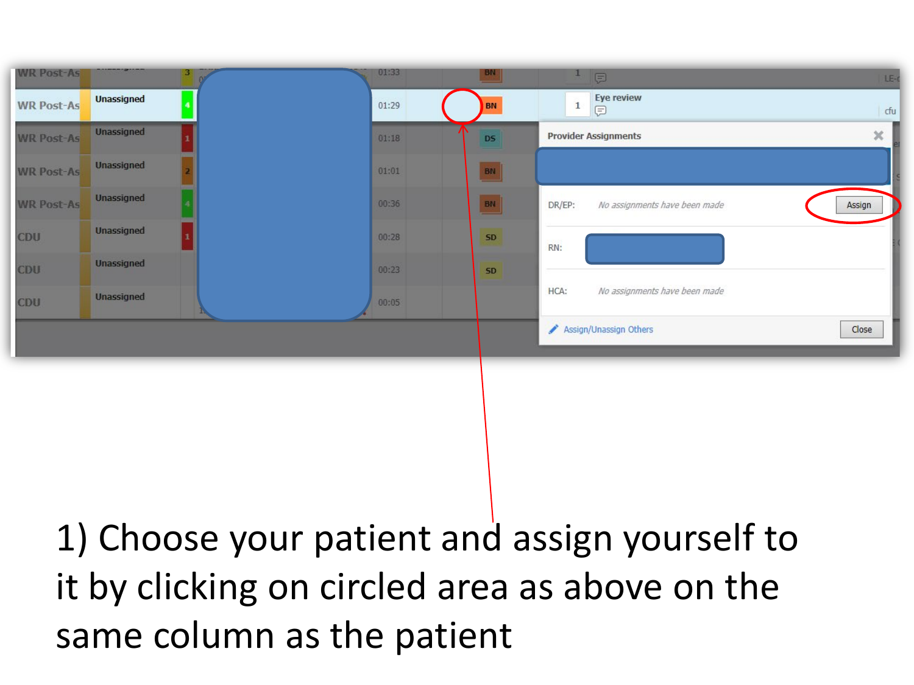1) Choose your patient and assign yourself to it by clicking on circled area as above on the same column as the patient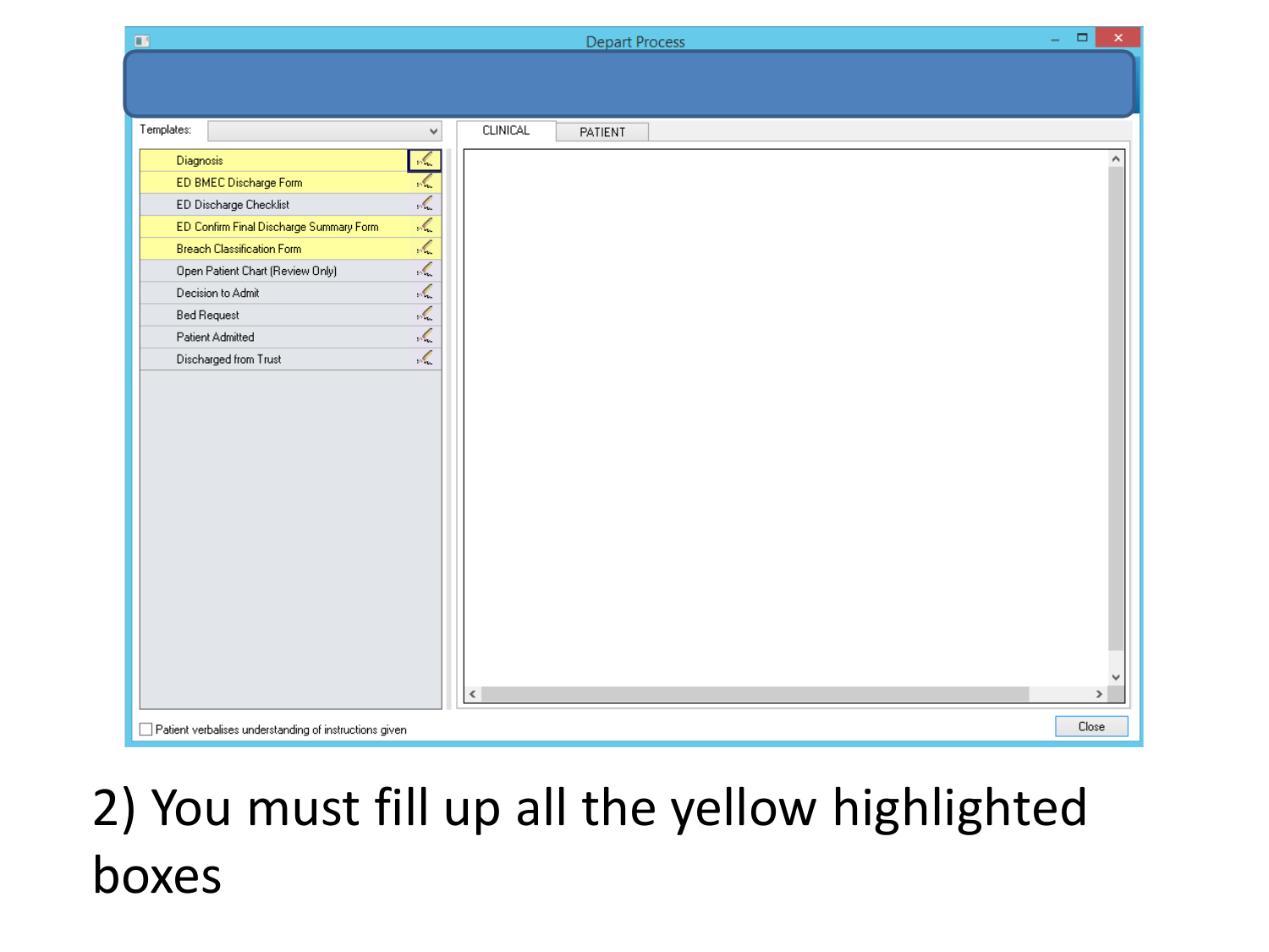Depart Process

Templates:

CLINICAL PATIENT

Diagnosis

ED BMEC Discharge Form

ED Discharge Checklist

ED Confirm Final Discharge Summary Form

Breach Classification Form

Open Patient Chart (Review Only)

Decision to Admit

Bed Request

Patient Admitted

Discharged from Trust

Patient verbalises understanding of instructions given

Close

2) You must fill up all the yellow highlighted boxes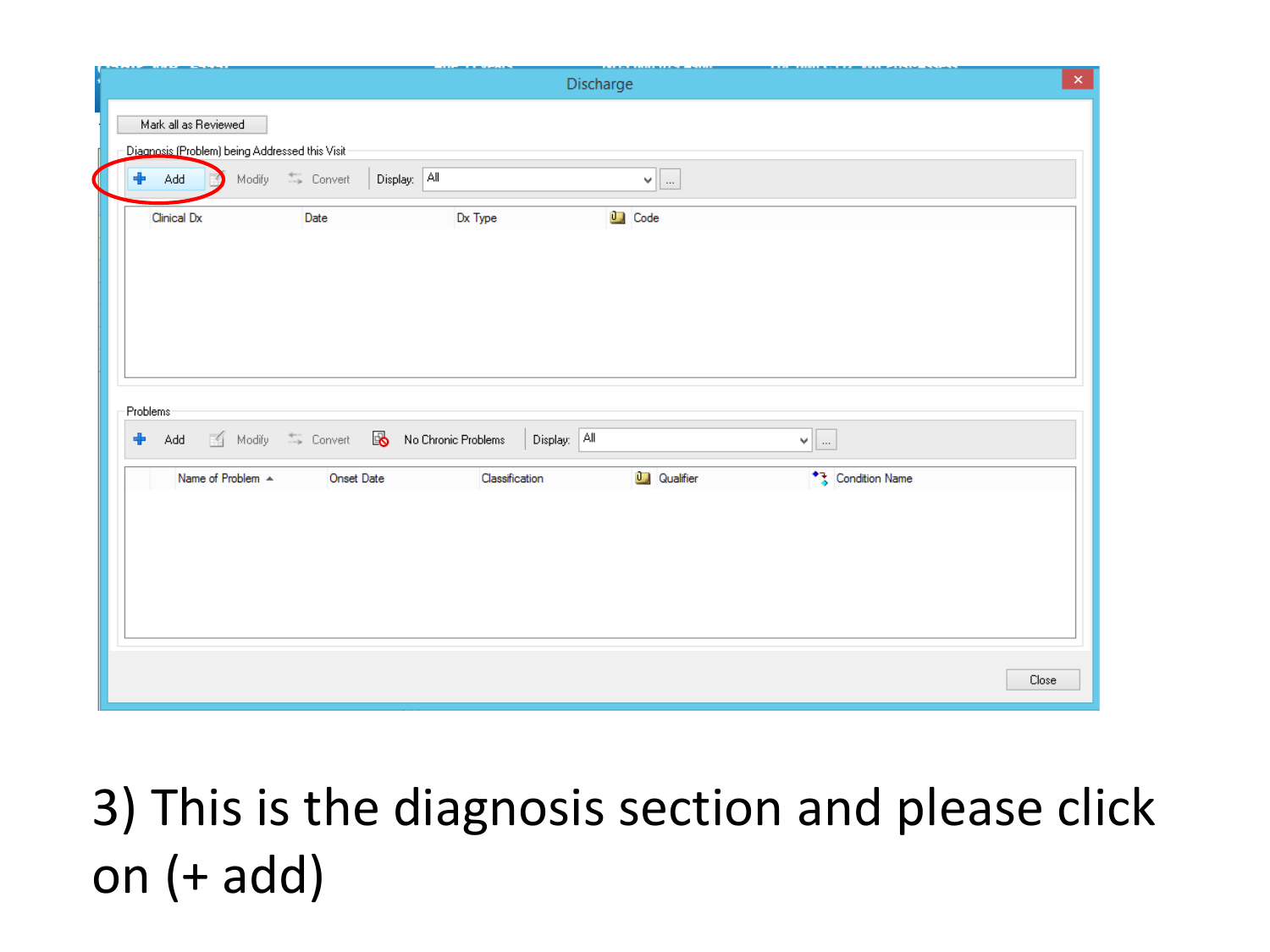3) This is the diagnosis section and please click on (+ add)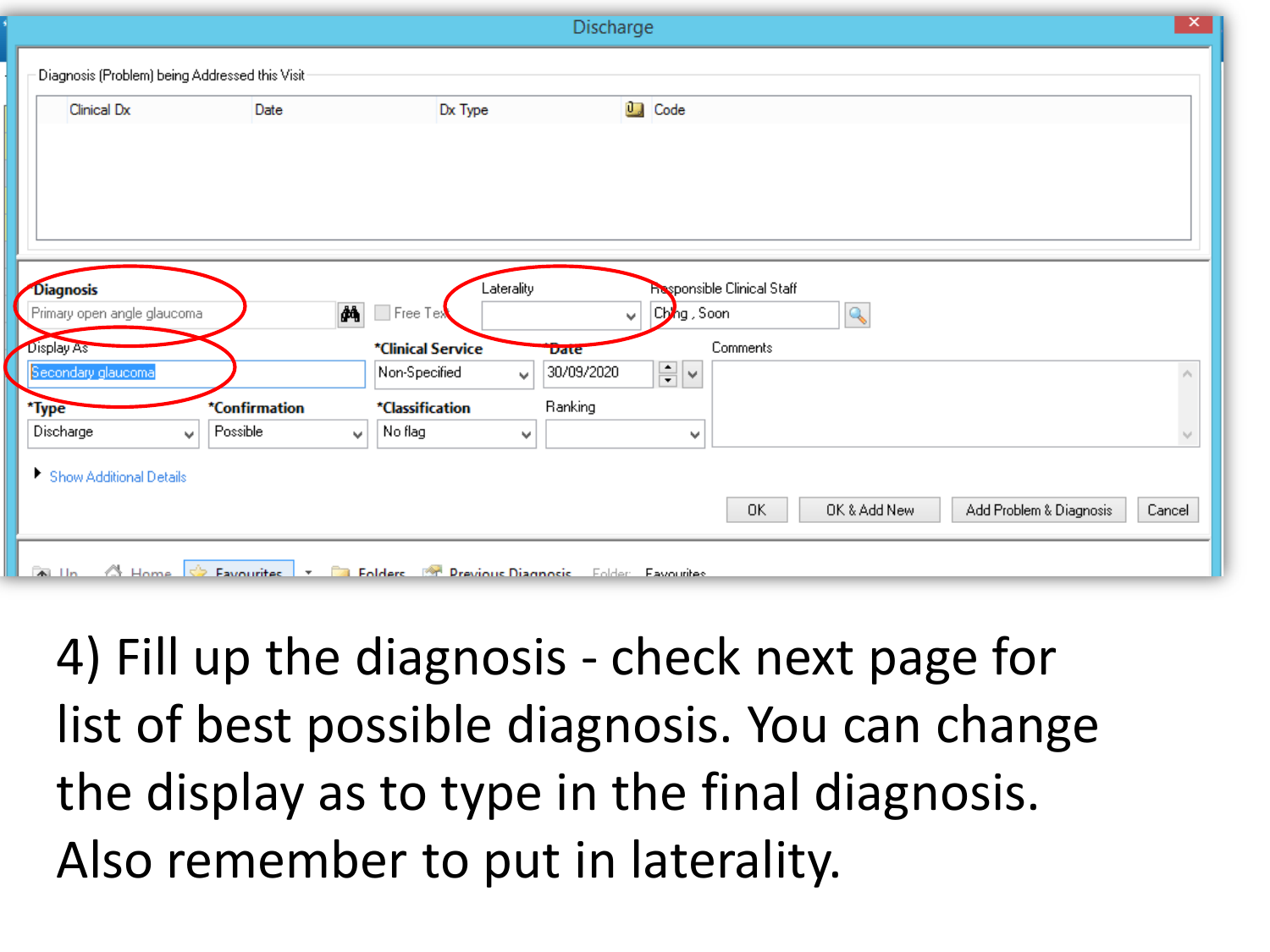4) Fill up the diagnosis - check next page for list of best possible diagnosis. You can change the display as to type in the final diagnosis. Also remember to put in laterality.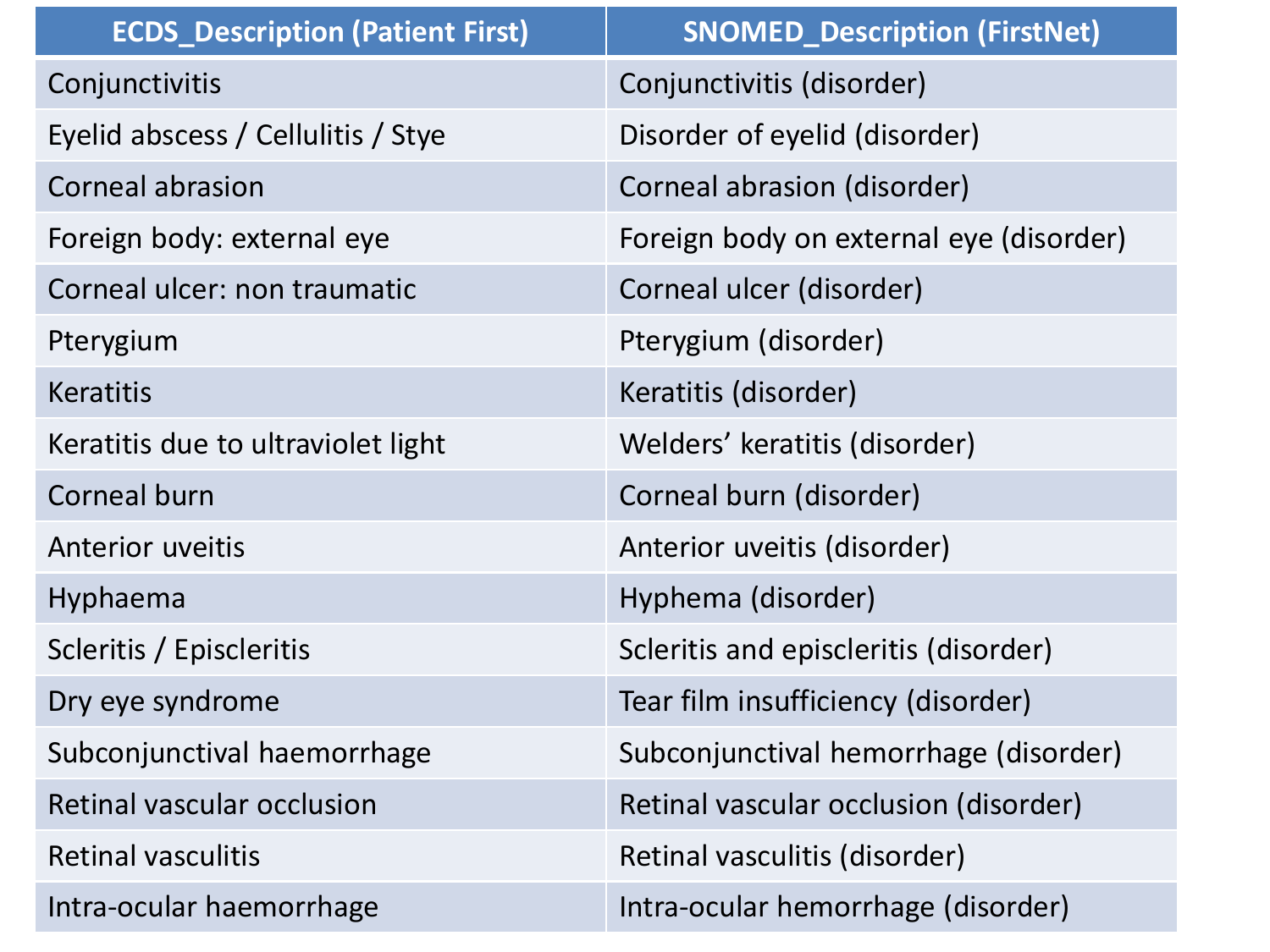| ECDS_Description (Patient First) | SNOMED_Description (FirstNet) |
|---|---|
| Conjunctivitis | Conjunctivitis (disorder) |
| Eyelid abscess / Cellulitis / Stye | Disorder of eyelid (disorder) |
| Corneal abrasion | Corneal abrasion (disorder) |
| Foreign body: external eye | Foreign body on external eye (disorder) |
| Corneal ulcer: non traumatic | Corneal ulcer (disorder) |
| Pterygium | Pterygium (disorder) |
| Keratitis | Keratitis (disorder) |
| Keratitis due to ultraviolet light | Welders' keratitis (disorder) |
| Corneal burn | Corneal burn (disorder) |
| Anterior uveitis | Anterior uveitis (disorder) |
| Hyphaema | Hyphema (disorder) |
| Scleritis / Episcleritis | Scleritis and episcleritis (disorder) |
| Dry eye syndrome | Tear film insufficiency (disorder) |
| Subconjunctival haemorrhage | Subconjunctival hemorrhage (disorder) |
| Retinal vascular occlusion | Retinal vascular occlusion (disorder) |
| Retinal vasculitis | Retinal vasculitis (disorder) |
| Intra-ocular haemorrhage | Intra-ocular hemorrhage (disorder) |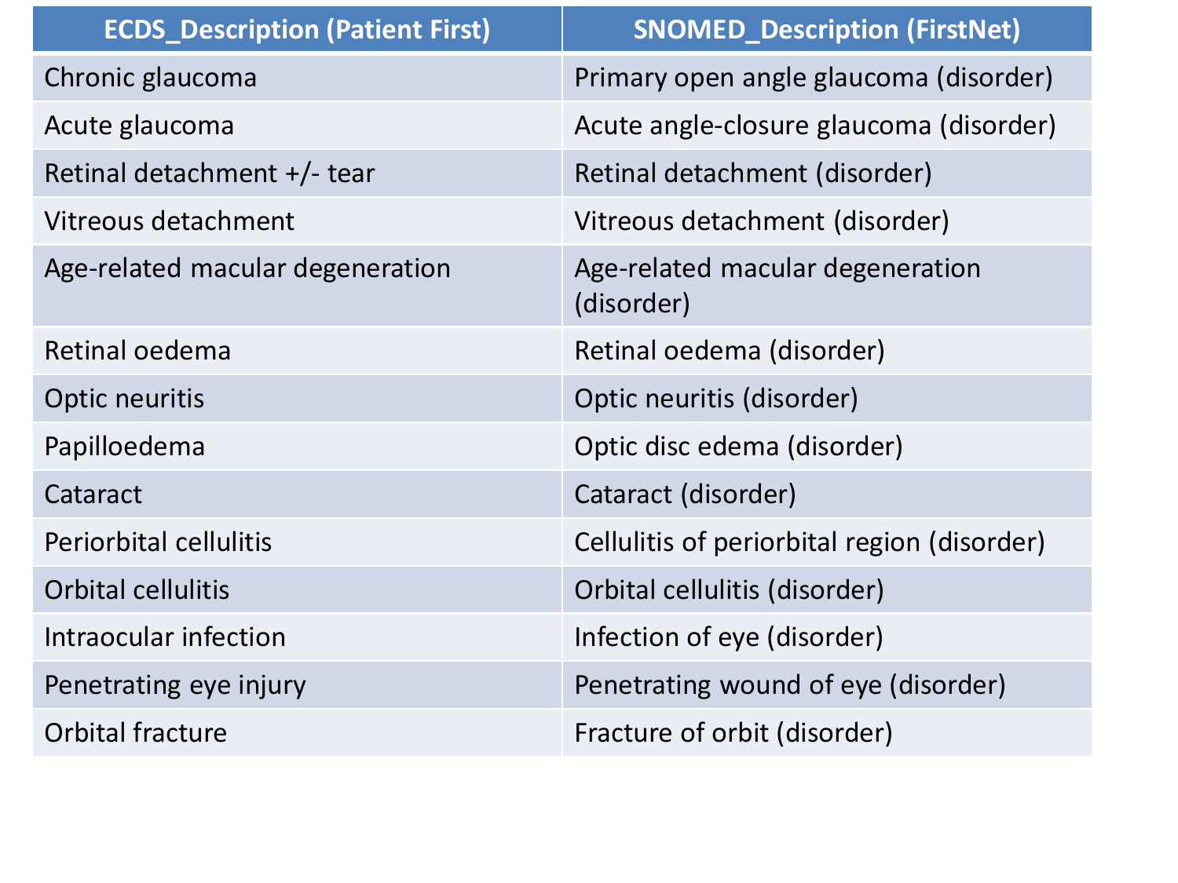| ECDS_Description (Patient First) | SNOMED_Description (FirstNet) |
|---|---|
| Chronic glaucoma | Primary open angle glaucoma (disorder) |
| Acute glaucoma | Acute angle-closure glaucoma (disorder) |
| Retinal detachment +/- tear | Retinal detachment (disorder) |
| Vitreous detachment | Vitreous detachment (disorder) |
| Age-related macular degeneration | Age-related macular degeneration (disorder) |
| Retinal oedema | Retinal oedema (disorder) |
| Optic neuritis | Optic neuritis (disorder) |
| Papilloedema | Optic disc edema (disorder) |
| Cataract | Cataract (disorder) |
| Periorbital cellulitis | Cellulitis of periorbital region (disorder) |
| Orbital cellulitis | Orbital cellulitis (disorder) |
| Intraocular infection | Infection of eye (disorder) |
| Penetrating eye injury | Penetrating wound of eye (disorder) |
| Orbital fracture | Fracture of orbit (disorder) |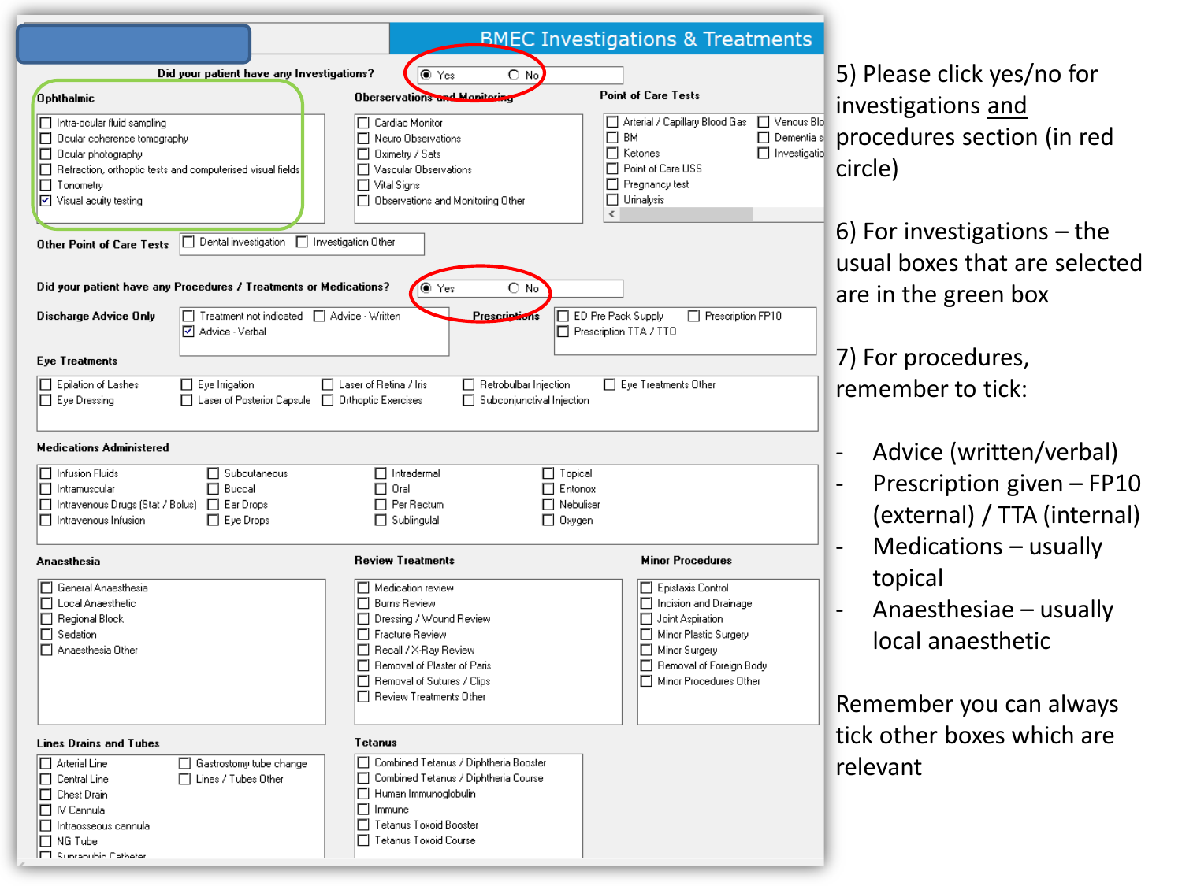## BMEC Investigations & Treatments

**Did your patient have any Investigations?** (•) Yes ( ) No

**Ophthalmic**

- [ ] Intra-ocular fluid sampling
- [ ] Ocular coherence tomography
- [ ] Ocular photography
- [ ] Refraction, orthoptic tests and computerised visual fields
- [ ] Tonometry
- [x] Visual acuity testing

**Oberservations and Monitoring**

- [ ] Cardiac Monitor
- [ ] Neuro Observations
- [ ] Oximetry / Sats
- [ ] Vascular Observations
- [ ] Vital Signs
- [ ] Observations and Monitoring Other

**Point of Care Tests**

- [ ] Arterial / Capillary Blood Gas
- [ ] BM
- [ ] Ketones
- [ ] Point of Care USS
- [ ] Pregnancy test
- [ ] Urinalysis
- [ ] Venous Blo
- [ ] Dementia s
- [ ] Investigatio

**Other Point of Care Tests**

- [ ] Dental investigation
- [ ] Investigation Other

**Did your patient have any Procedures / Treatments or Medications?** (•) Yes ( ) No

**Discharge Advice Only**

- [ ] Treatment not indicated
- [ ] Advice - Written
- [x] Advice - Verbal

**Prescriptions**

- [ ] ED Pre Pack Supply
- [ ] Prescription FP10
- [ ] Prescription TTA / TTO

**Eye Treatments**

- [ ] Epilation of Lashes
- [ ] Eye Dressing
- [ ] Eye Irrigation
- [ ] Laser of Posterior Capsule
- [ ] Laser of Retina / Iris
- [ ] Orthoptic Exercises
- [ ] Retrobulbar Injection
- [ ] Subconjunctival Injection
- [ ] Eye Treatments Other

**Medications Administered**

- [ ] Infusion Fluids
- [ ] Intramuscular
- [ ] Intravenous Drugs (Stat / Bolus)
- [ ] Intravenous Infusion
- [ ] Subcutaneous
- [ ] Buccal
- [ ] Ear Drops
- [ ] Eye Drops
- [ ] Intradermal
- [ ] Oral
- [ ] Per Rectum
- [ ] Sublingual
- [ ] Topical
- [ ] Entonox
- [ ] Nebuliser
- [ ] Oxygen

**Anaesthesia**

- [ ] General Anaesthesia
- [ ] Local Anaesthetic
- [ ] Regional Block
- [ ] Sedation
- [ ] Anaesthesia Other

**Review Treatments**

- [ ] Medication review
- [ ] Burns Review
- [ ] Dressing / Wound Review
- [ ] Fracture Review
- [ ] Recall / X-Ray Review
- [ ] Removal of Plaster of Paris
- [ ] Removal of Sutures / Clips
- [ ] Review Treatments Other

**Minor Procedures**

- [ ] Epistaxis Control
- [ ] Incision and Drainage
- [ ] Joint Aspiration
- [ ] Minor Plastic Surgery
- [ ] Minor Surgery
- [ ] Removal of Foreign Body
- [ ] Minor Procedures Other

**Lines Drains and Tubes**

- [ ] Arterial Line
- [ ] Central Line
- [ ] Chest Drain
- [ ] IV Cannula
- [ ] Intraosseous cannula
- [ ] NG Tube
- [ ] Suprapubic Catheter
- [ ] Gastrostomy tube change
- [ ] Lines / Tubes Other

**Tetanus**

- [ ] Combined Tetanus / Diphtheria Booster
- [ ] Combined Tetanus / Diphtheria Course
- [ ] Human Immunoglobulin
- [ ] Immune
- [ ] Tetanus Toxoid Booster
- [ ] Tetanus Toxoid Course

5) Please click yes/no for investigations and procedures section (in red circle)

6) For investigations – the usual boxes that are selected are in the green box

7) For procedures, remember to tick:

- Advice (written/verbal)
- Prescription given – FP10 (external) / TTA (internal)
- Medications – usually topical
- Anaesthesiae – usually local anaesthetic

Remember you can always tick other boxes which are relevant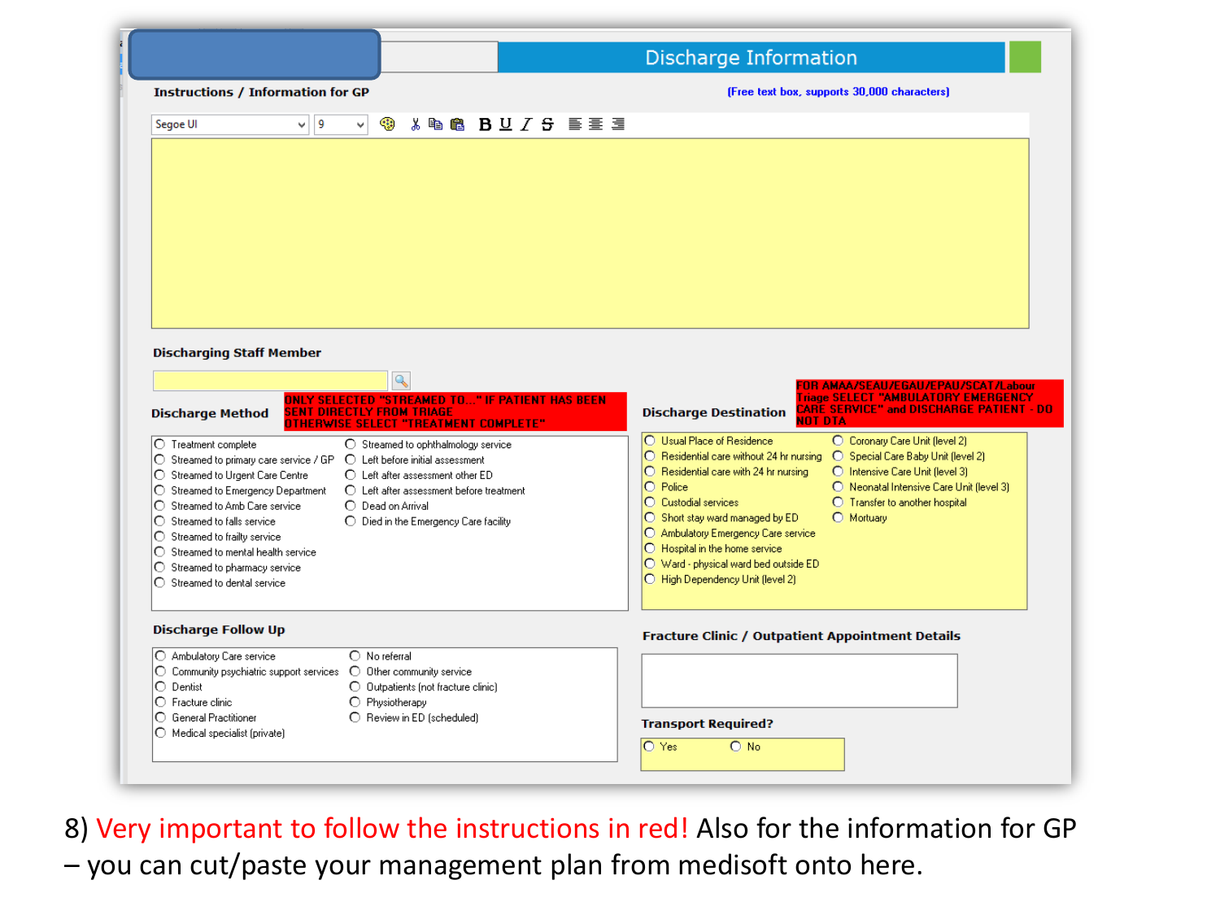## Discharge Information

**Instructions / Information for GP**

(Free text box, supports 30,000 characters)

**Discharging Staff Member**

**Discharge Method**

ONLY SELECTED "STREAMED TO..." IF PATIENT HAS BEEN SENT DIRECTLY FROM TRIAGE OTHERWISE SELECT "TREATMENT COMPLETE"

- Treatment complete
- Streamed to primary care service / GP
- Streamed to Urgent Care Centre
- Streamed to Emergency Department
- Streamed to Amb Care service
- Streamed to falls service
- Streamed to frailty service
- Streamed to mental health service
- Streamed to pharmacy service
- Streamed to dental service
- Streamed to ophthalmology service
- Left before initial assessment
- Left after assessment other ED
- Left after assessment before treatment
- Dead on Arrival
- Died in the Emergency Care facility

**Discharge Destination**

FOR AMAA/SEAU/EGAU/EPAU/SCAT/Labour Triage SELECT "AMBULATORY EMERGENCY CARE SERVICE" and DISCHARGE PATIENT - DO NOT DTA

- Usual Place of Residence
- Residential care without 24 hr nursing
- Residential care with 24 hr nursing
- Police
- Custodial services
- Short stay ward managed by ED
- Ambulatory Emergency Care service
- Hospital in the home service
- Ward - physical ward bed outside ED
- High Dependency Unit (level 2)
- Coronary Care Unit (level 2)
- Special Care Baby Unit (level 2)
- Intensive Care Unit (level 3)
- Neonatal Intensive Care Unit (level 3)
- Transfer to another hospital
- Mortuary

**Discharge Follow Up**

- Ambulatory Care service
- Community psychiatric support services
- Dentist
- Fracture clinic
- General Practitioner
- Medical specialist (private)
- No referral
- Other community service
- Outpatients (not fracture clinic)
- Physiotherapy
- Review in ED (scheduled)

**Fracture Clinic / Outpatient Appointment Details**

**Transport Required?**

- Yes
- No

8) Very important to follow the instructions in red! Also for the information for GP – you can cut/paste your management plan from medisoft onto here.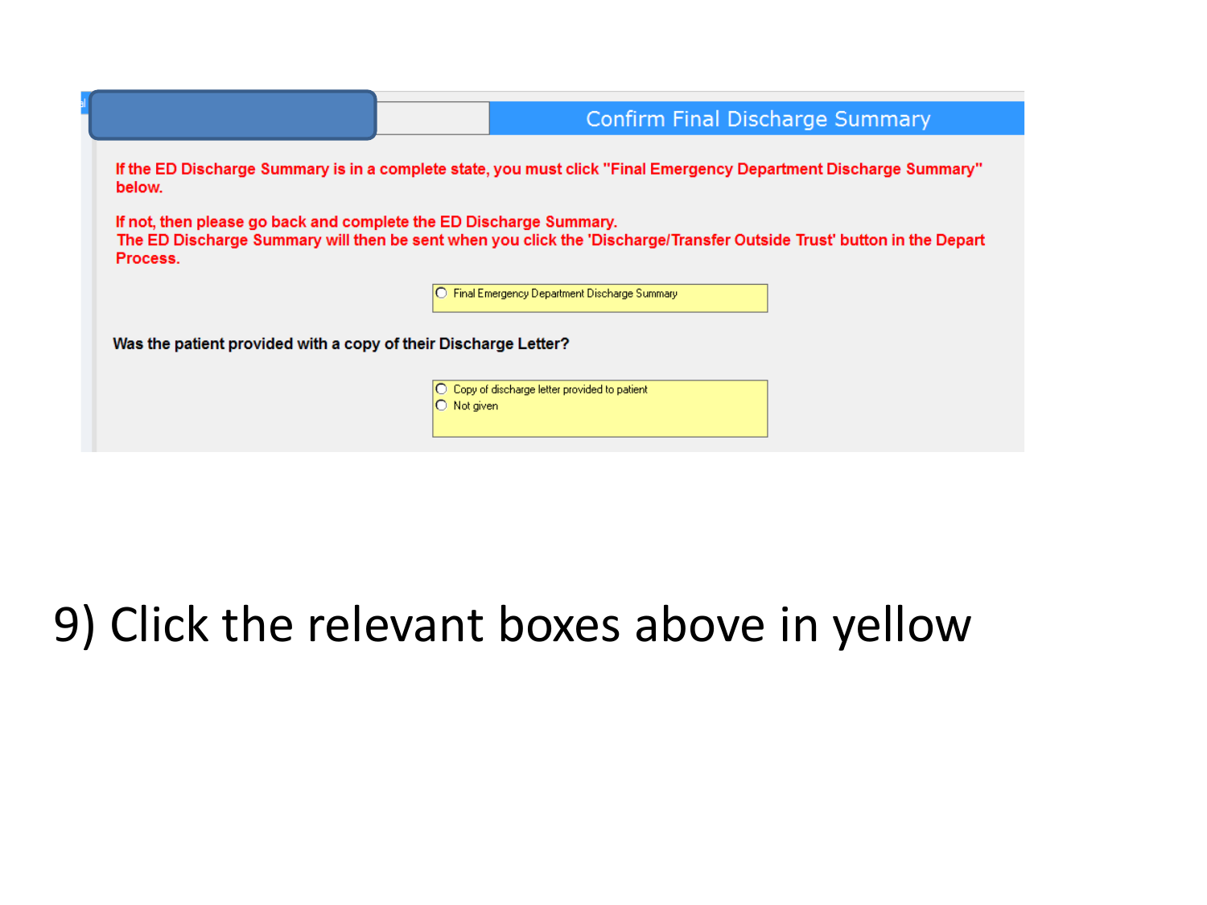Confirm Final Discharge Summary

**If the ED Discharge Summary is in a complete state, you must click "Final Emergency Department Discharge Summary" below.**

**If not, then please go back and complete the ED Discharge Summary.**
**The ED Discharge Summary will then be sent when you click the 'Discharge/Transfer Outside Trust' button in the Depart Process.**

- ○ Final Emergency Department Discharge Summary

**Was the patient provided with a copy of their Discharge Letter?**

- ○ Copy of discharge letter provided to patient
- ○ Not given

9) Click the relevant boxes above in yellow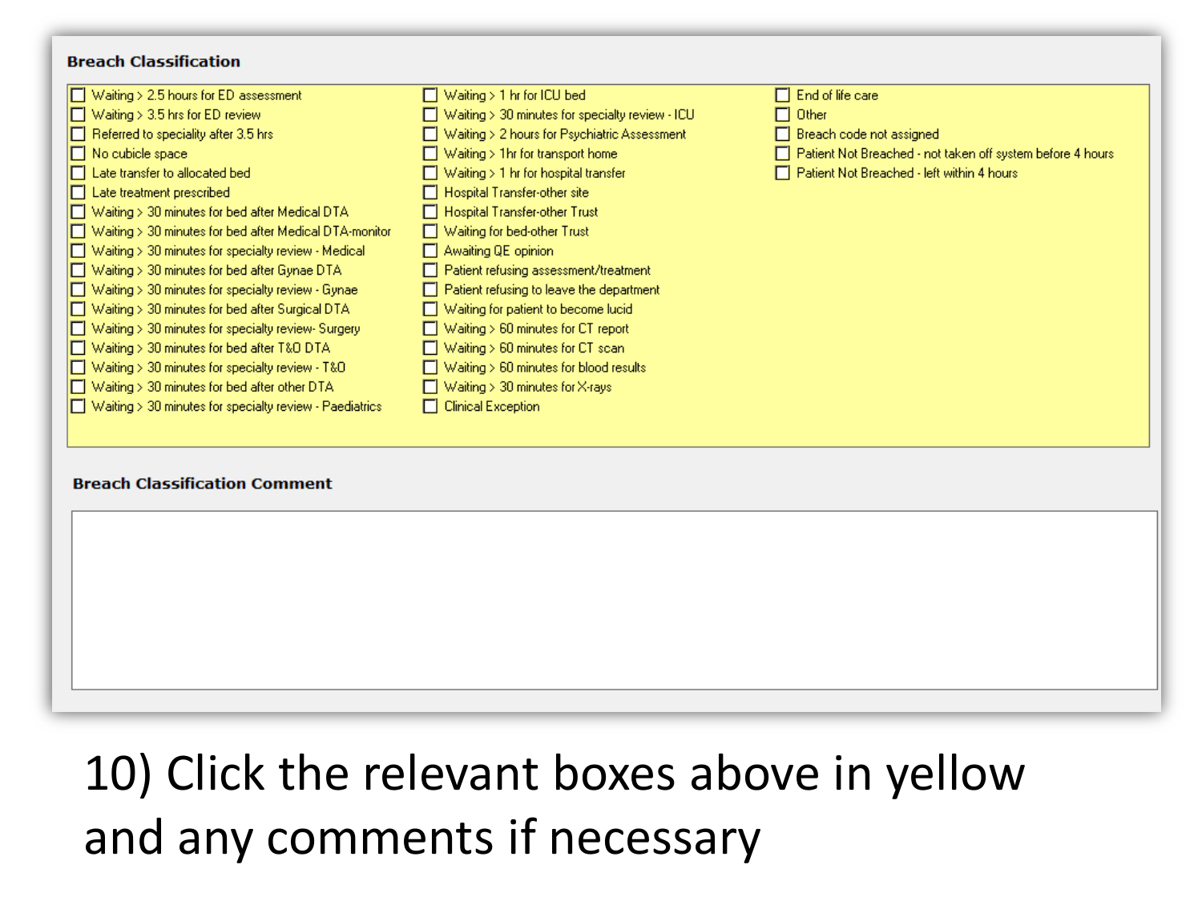**Breach Classification**

- [ ] Waiting > 2.5 hours for ED assessment
- [ ] Waiting > 3.5 hrs for ED review
- [ ] Referred to speciality after 3.5 hrs
- [ ] No cubicle space
- [ ] Late transfer to allocated bed
- [ ] Late treatment prescribed
- [ ] Waiting > 30 minutes for bed after Medical DTA
- [ ] Waiting > 30 minutes for bed after Medical DTA-monitor
- [ ] Waiting > 30 minutes for specialty review - Medical
- [ ] Waiting > 30 minutes for bed after Gynae DTA
- [ ] Waiting > 30 minutes for specialty review - Gynae
- [ ] Waiting > 30 minutes for bed after Surgical DTA
- [ ] Waiting > 30 minutes for specialty review- Surgery
- [ ] Waiting > 30 minutes for bed after T&O DTA
- [ ] Waiting > 30 minutes for specialty review - T&O
- [ ] Waiting > 30 minutes for bed after other DTA
- [ ] Waiting > 30 minutes for specialty review - Paediatrics
- [ ] Waiting > 1 hr for ICU bed
- [ ] Waiting > 30 minutes for specialty review - ICU
- [ ] Waiting > 2 hours for Psychiatric Assessment
- [ ] Waiting > 1hr for transport home
- [ ] Waiting > 1 hr for hospital transfer
- [ ] Hospital Transfer-other site
- [ ] Hospital Transfer-other Trust
- [ ] Waiting for bed-other Trust
- [ ] Awaiting QE opinion
- [ ] Patient refusing assessment/treatment
- [ ] Patient refusing to leave the department
- [ ] Waiting for patient to become lucid
- [ ] Waiting > 60 minutes for CT report
- [ ] Waiting > 60 minutes for CT scan
- [ ] Waiting > 60 minutes for blood results
- [ ] Waiting > 30 minutes for X-rays
- [ ] Clinical Exception
- [ ] End of life care
- [ ] Other
- [ ] Breach code not assigned
- [ ] Patient Not Breached - not taken off system before 4 hours
- [ ] Patient Not Breached - left within 4 hours

**Breach Classification Comment**

10) Click the relevant boxes above in yellow and any comments if necessary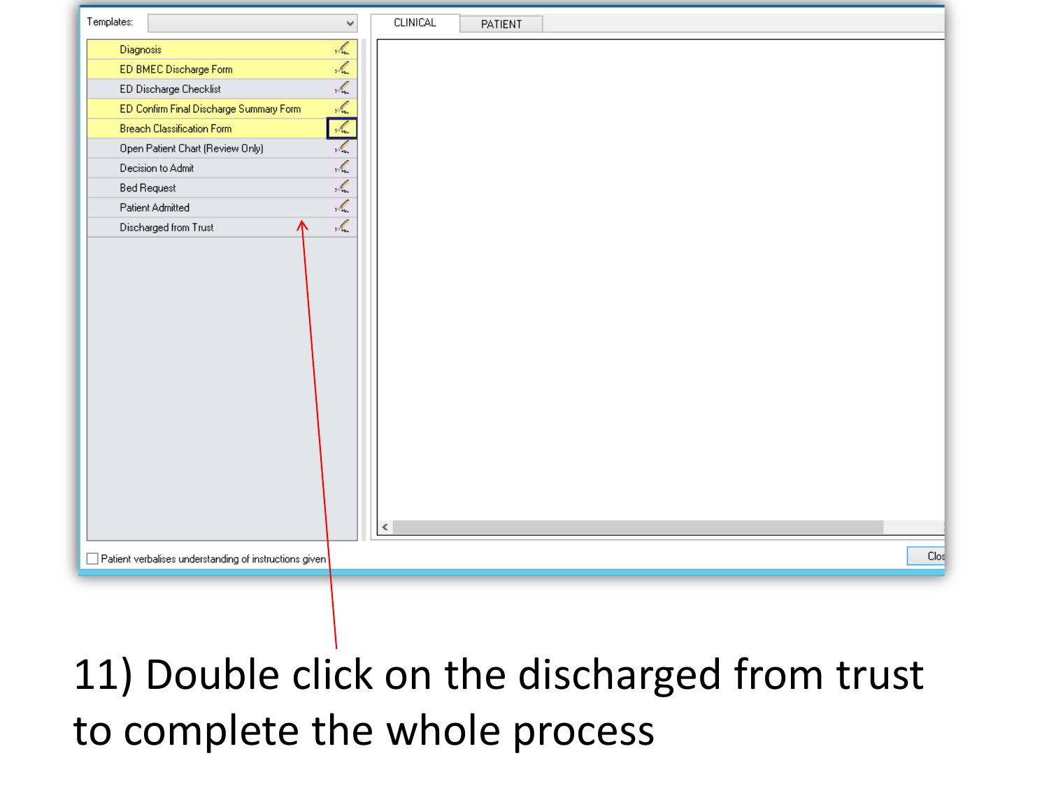Templates:

CLINICAL | PATIENT

Diagnosis

ED BMEC Discharge Form

ED Discharge Checklist

ED Confirm Final Discharge Summary Form

Breach Classification Form

Open Patient Chart (Review Only)

Decision to Admit

Bed Request

Patient Admitted

Discharged from Trust

Patient verbalises understanding of instructions given

Clos

11) Double click on the discharged from trust to complete the whole process